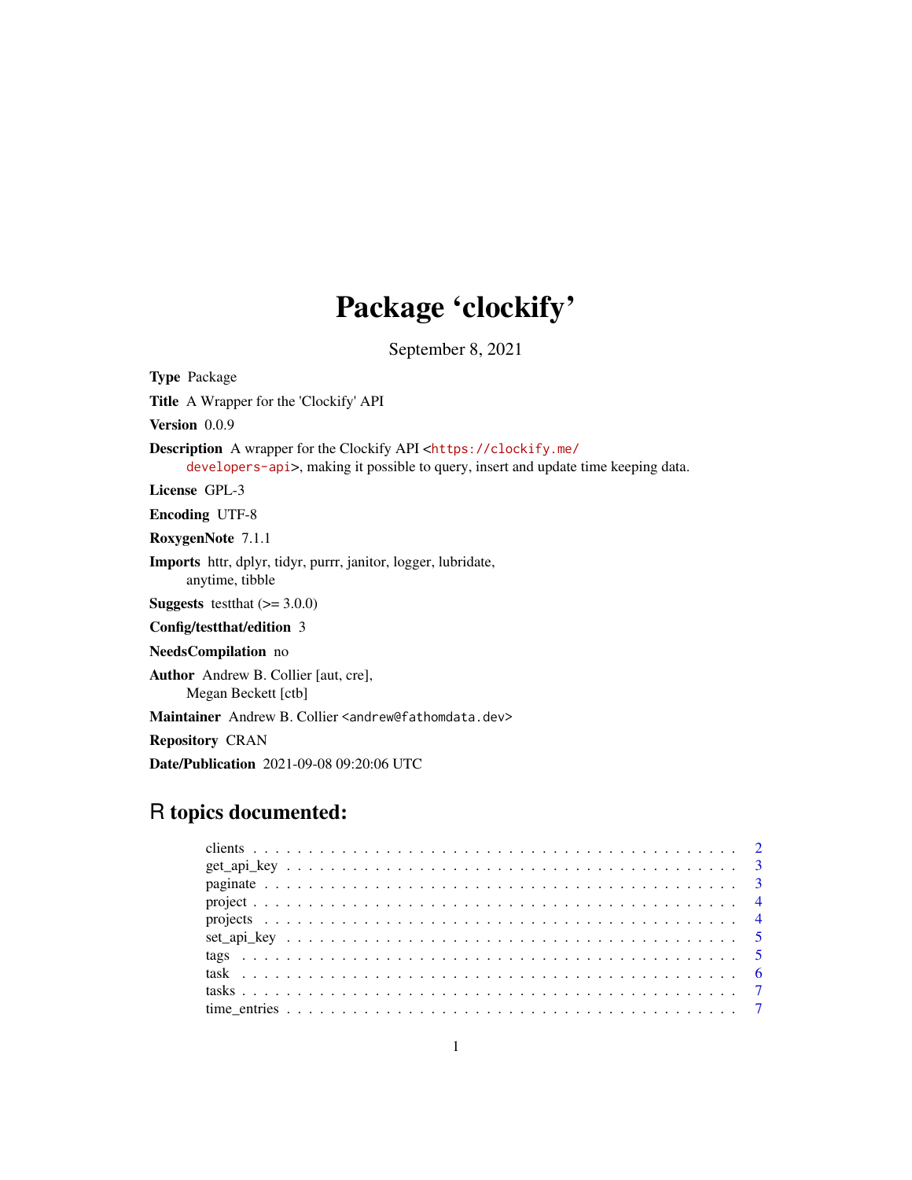# Package 'clockify'

September 8, 2021

**Type** Package

**Title** A Wrapper for the 'Clockify' API

**Version** 0.0.9

**Description** A wrapper for the Clockify API <https://clockify.me/developers-api>, making it possible to query, insert and update time keeping data.

**License** GPL-3

**Encoding** UTF-8

**RoxygenNote** 7.1.1

**Imports** httr, dplyr, tidyr, purrr, janitor, logger, lubridate, anytime, tibble

**Suggests** testthat (>= 3.0.0)

**Config/testthat/edition** 3

**NeedsCompilation** no

**Author** Andrew B. Collier [aut, cre], Megan Beckett [ctb]

**Maintainer** Andrew B. Collier <andrew@fathomdata.dev>

**Repository** CRAN

**Date/Publication** 2021-09-08 09:20:06 UTC

## R topics documented:

- clients . . . . . . . . . . . . . . . . . . . . . . . . . . . . . . . . . . . . . . . . . . 2
- get_api_key . . . . . . . . . . . . . . . . . . . . . . . . . . . . . . . . . . . . . . . 3
- paginate . . . . . . . . . . . . . . . . . . . . . . . . . . . . . . . . . . . . . . . . . 3
- project . . . . . . . . . . . . . . . . . . . . . . . . . . . . . . . . . . . . . . . . . . 4
- projects . . . . . . . . . . . . . . . . . . . . . . . . . . . . . . . . . . . . . . . . . 4
- set_api_key . . . . . . . . . . . . . . . . . . . . . . . . . . . . . . . . . . . . . . . 5
- tags . . . . . . . . . . . . . . . . . . . . . . . . . . . . . . . . . . . . . . . . . . . 5
- task . . . . . . . . . . . . . . . . . . . . . . . . . . . . . . . . . . . . . . . . . . . 6
- tasks . . . . . . . . . . . . . . . . . . . . . . . . . . . . . . . . . . . . . . . . . . . 7
- time_entries . . . . . . . . . . . . . . . . . . . . . . . . . . . . . . . . . . . . . . . 7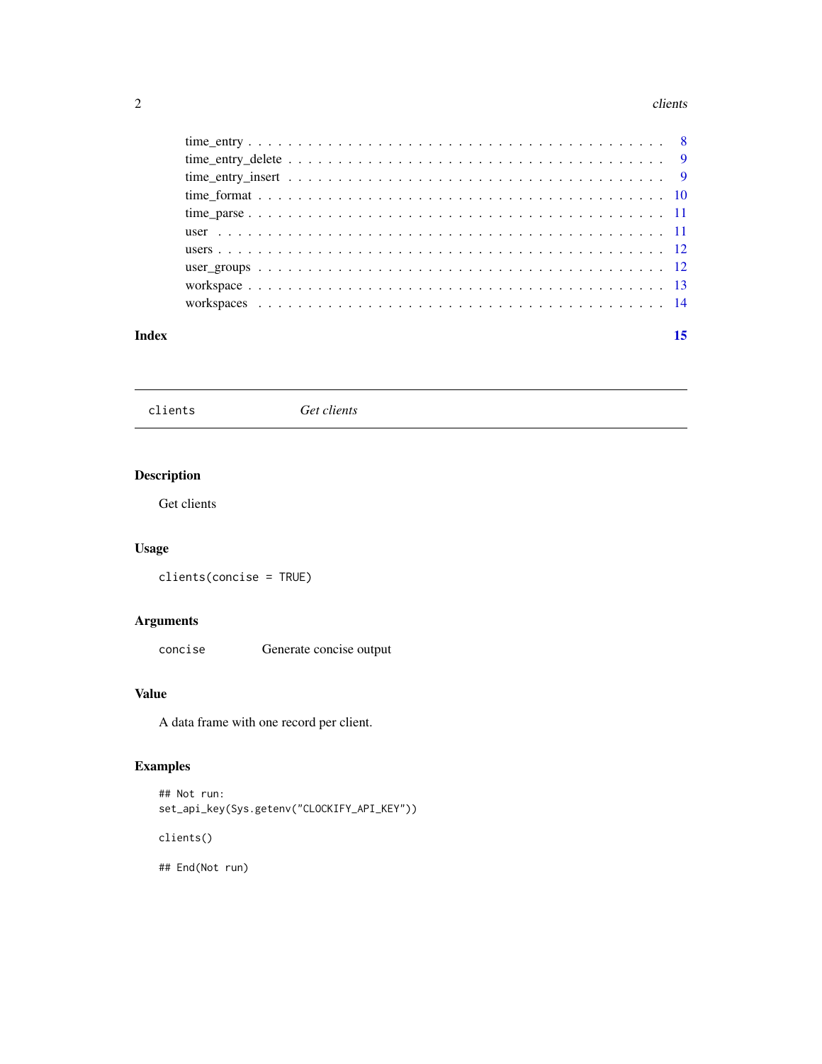time_entry . . . . . . . . . . . . . . . . . . . . . . . . . . . . . . . . . . . . . . . . . . 8
time_entry_delete . . . . . . . . . . . . . . . . . . . . . . . . . . . . . . . . . . . . . . 9
time_entry_insert . . . . . . . . . . . . . . . . . . . . . . . . . . . . . . . . . . . . . . 9
time_format . . . . . . . . . . . . . . . . . . . . . . . . . . . . . . . . . . . . . . . . . 10
time_parse . . . . . . . . . . . . . . . . . . . . . . . . . . . . . . . . . . . . . . . . . . 11
user . . . . . . . . . . . . . . . . . . . . . . . . . . . . . . . . . . . . . . . . . . . . . . 11
users . . . . . . . . . . . . . . . . . . . . . . . . . . . . . . . . . . . . . . . . . . . . . 12
user_groups . . . . . . . . . . . . . . . . . . . . . . . . . . . . . . . . . . . . . . . . . 12
workspace . . . . . . . . . . . . . . . . . . . . . . . . . . . . . . . . . . . . . . . . . . 13
workspaces . . . . . . . . . . . . . . . . . . . . . . . . . . . . . . . . . . . . . . . . . . 14

**Index** **15**

---

`clients` *Get clients*

---

## Description

Get clients

## Usage

```
clients(concise = TRUE)
```

## Arguments

| | |
|---|---|
| `concise` | Generate concise output |

## Value

A data frame with one record per client.

## Examples

```
## Not run:
set_api_key(Sys.getenv("CLOCKIFY_API_KEY"))

clients()

## End(Not run)
```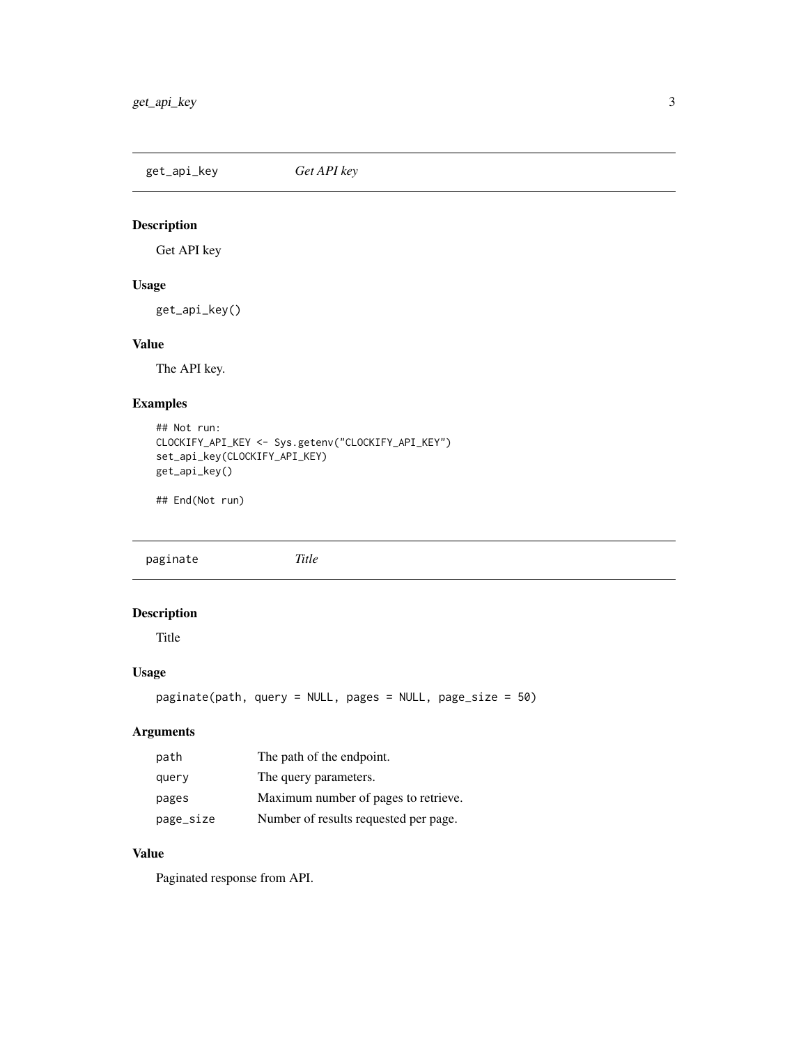## get_api_key *Get API key*

### Description

Get API key

### Usage

```
get_api_key()
```

### Value

The API key.

### Examples

```
## Not run:
CLOCKIFY_API_KEY <- Sys.getenv("CLOCKIFY_API_KEY")
set_api_key(CLOCKIFY_API_KEY)
get_api_key()

## End(Not run)
```

## paginate *Title*

### Description

Title

### Usage

```
paginate(path, query = NULL, pages = NULL, page_size = 50)
```

### Arguments

| | |
|---|---|
| path | The path of the endpoint. |
| query | The query parameters. |
| pages | Maximum number of pages to retrieve. |
| page_size | Number of results requested per page. |

### Value

Paginated response from API.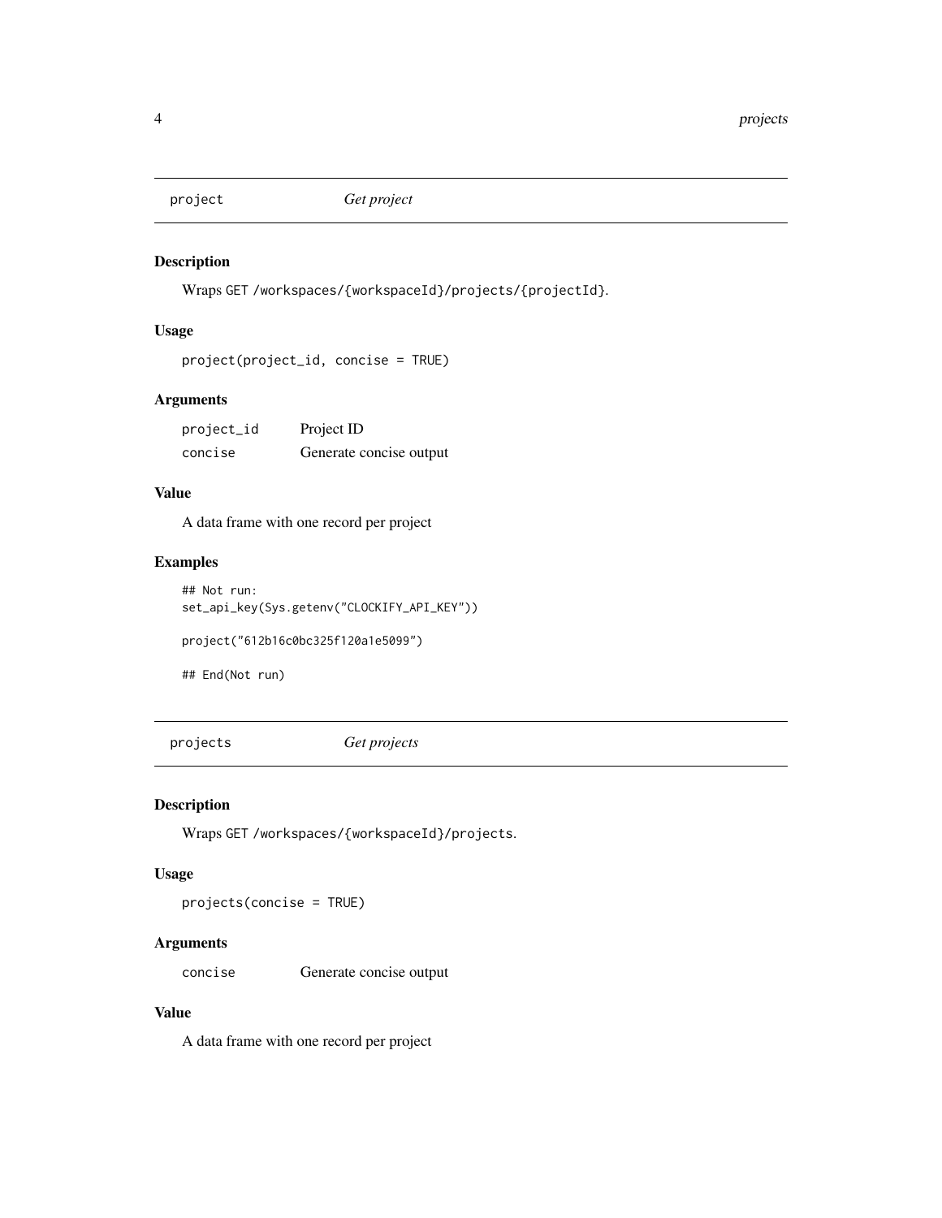## project — *Get project*

### Description

Wraps `GET /workspaces/{workspaceId}/projects/{projectId}`.

### Usage

```
project(project_id, concise = TRUE)
```

### Arguments

| | |
|---|---|
| project_id | Project ID |
| concise | Generate concise output |

### Value

A data frame with one record per project

### Examples

```
## Not run:
set_api_key(Sys.getenv("CLOCKIFY_API_KEY"))

project("612b16c0bc325f120a1e5099")

## End(Not run)
```

## projects — *Get projects*

### Description

Wraps `GET /workspaces/{workspaceId}/projects`.

### Usage

```
projects(concise = TRUE)
```

### Arguments

| | |
|---|---|
| concise | Generate concise output |

### Value

A data frame with one record per project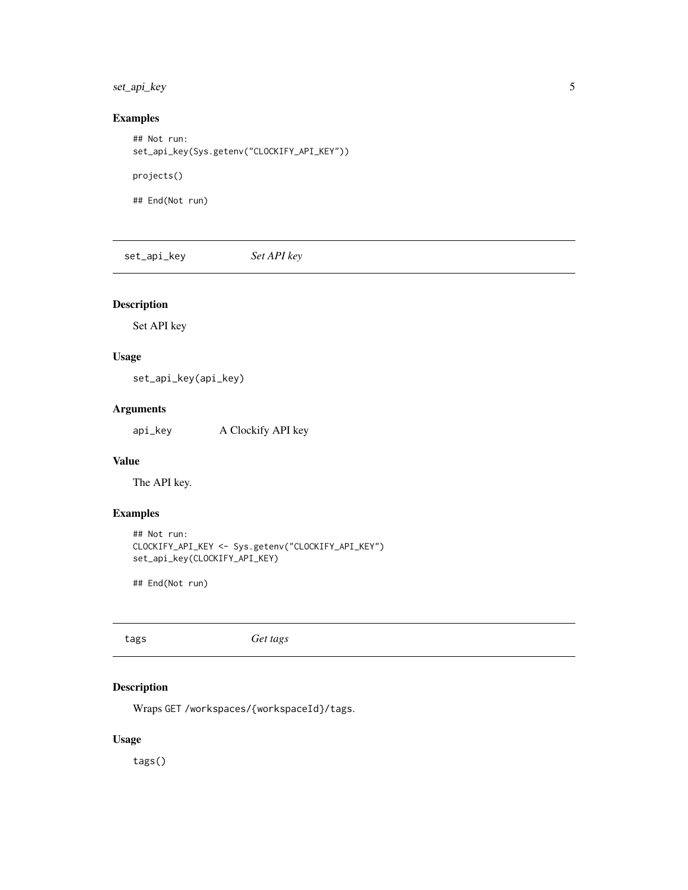### Examples

```
## Not run:
set_api_key(Sys.getenv("CLOCKIFY_API_KEY"))

projects()

## End(Not run)
```

## set_api_key *Set API key*

### Description

Set API key

### Usage

```
set_api_key(api_key)
```

### Arguments

| | |
|---|---|
| api_key | A Clockify API key |

### Value

The API key.

### Examples

```
## Not run:
CLOCKIFY_API_KEY <- Sys.getenv("CLOCKIFY_API_KEY")
set_api_key(CLOCKIFY_API_KEY)

## End(Not run)
```

## tags *Get tags*

### Description

Wraps `GET /workspaces/{workspaceId}/tags`.

### Usage

```
tags()
```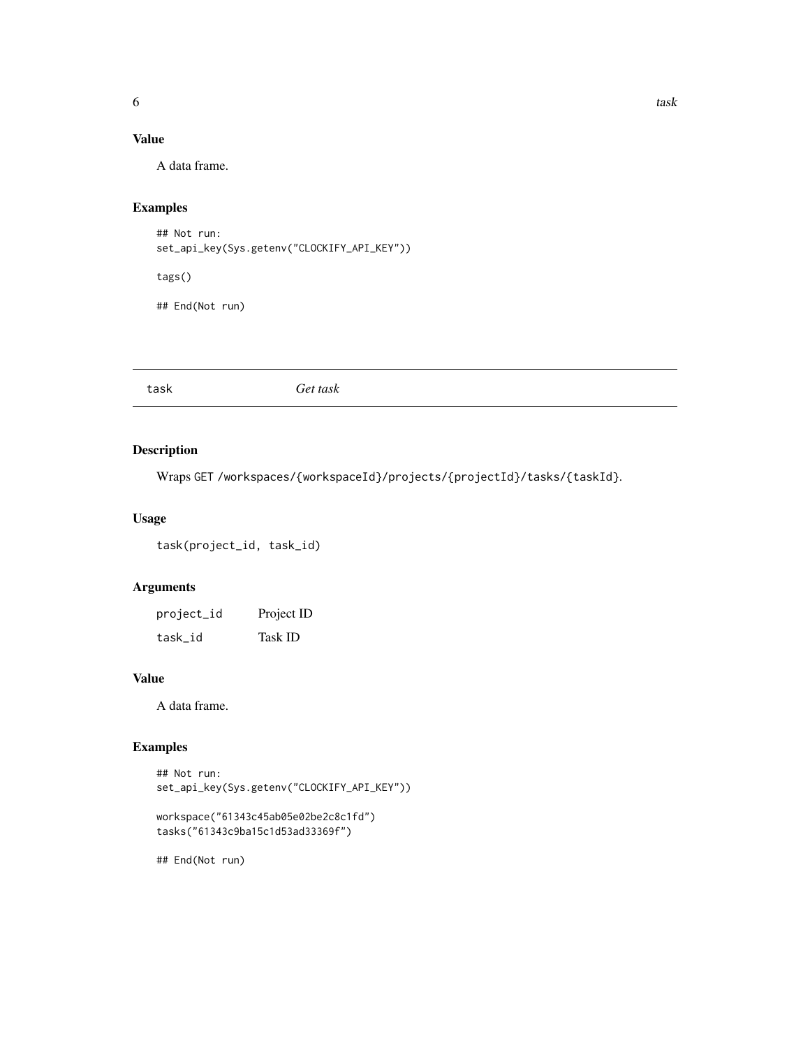## Value

A data frame.

## Examples

```
## Not run:
set_api_key(Sys.getenv("CLOCKIFY_API_KEY"))

tags()

## End(Not run)
```

---

# task — *Get task*

---

## Description

Wraps GET /workspaces/{workspaceId}/projects/{projectId}/tasks/{taskId}.

## Usage

```
task(project_id, task_id)
```

## Arguments

| | |
|---|---|
| project_id | Project ID |
| task_id | Task ID |

## Value

A data frame.

## Examples

```
## Not run:
set_api_key(Sys.getenv("CLOCKIFY_API_KEY"))

workspace("61343c45ab05e02be2c8c1fd")
tasks("61343c9ba15c1d53ad33369f")

## End(Not run)
```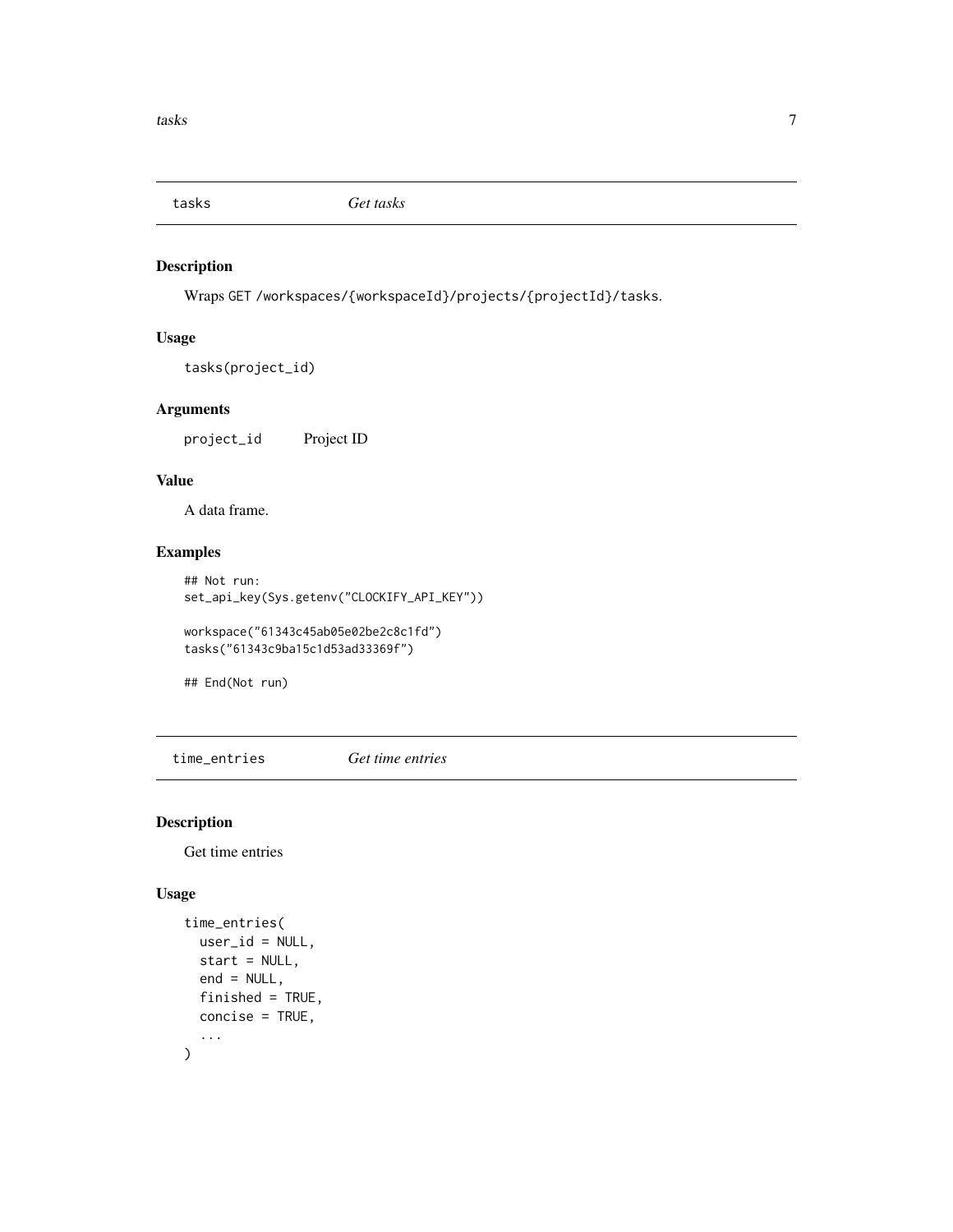## tasks — *Get tasks*

### Description

Wraps GET /workspaces/{workspaceId}/projects/{projectId}/tasks.

### Usage

```
tasks(project_id)
```

### Arguments

| | |
|---|---|
| project_id | Project ID |

### Value

A data frame.

### Examples

```
## Not run:
set_api_key(Sys.getenv("CLOCKIFY_API_KEY"))

workspace("61343c45ab05e02be2c8c1fd")
tasks("61343c9ba15c1d53ad33369f")

## End(Not run)
```

## time_entries — *Get time entries*

### Description

Get time entries

### Usage

```
time_entries(
  user_id = NULL,
  start = NULL,
  end = NULL,
  finished = TRUE,
  concise = TRUE,
  ...
)
```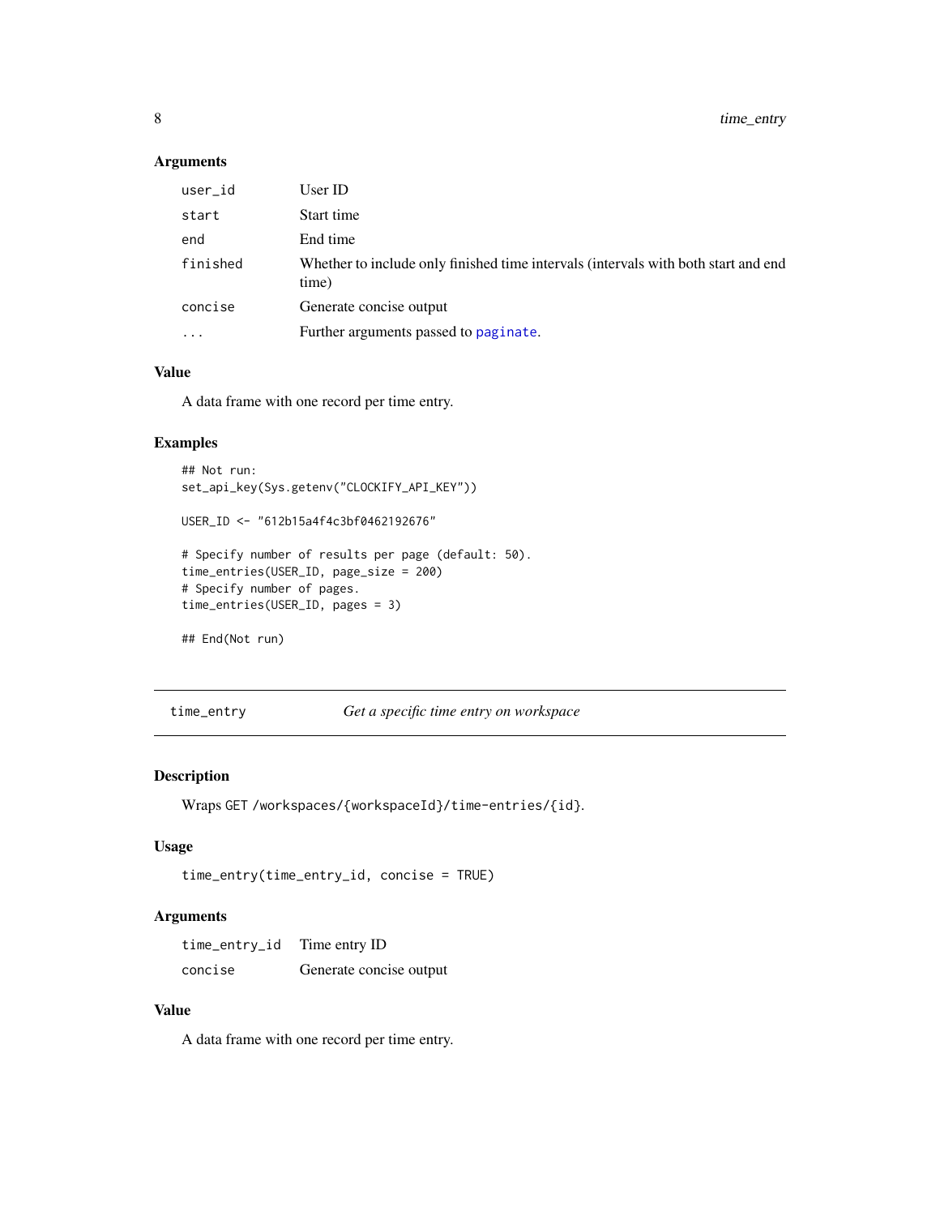### Arguments

| | |
|---|---|
| user_id | User ID |
| start | Start time |
| end | End time |
| finished | Whether to include only finished time intervals (intervals with both start and end time) |
| concise | Generate concise output |
| ... | Further arguments passed to paginate. |

### Value

A data frame with one record per time entry.

### Examples

```
## Not run:
set_api_key(Sys.getenv("CLOCKIFY_API_KEY"))

USER_ID <- "612b15a4f4c3bf0462192676"

# Specify number of results per page (default: 50).
time_entries(USER_ID, page_size = 200)
# Specify number of pages.
time_entries(USER_ID, pages = 3)

## End(Not run)
```

---

## time_entry — *Get a specific time entry on workspace*

### Description

Wraps GET /workspaces/{workspaceId}/time-entries/{id}.

### Usage

```
time_entry(time_entry_id, concise = TRUE)
```

### Arguments

| | |
|---|---|
| time_entry_id | Time entry ID |
| concise | Generate concise output |

### Value

A data frame with one record per time entry.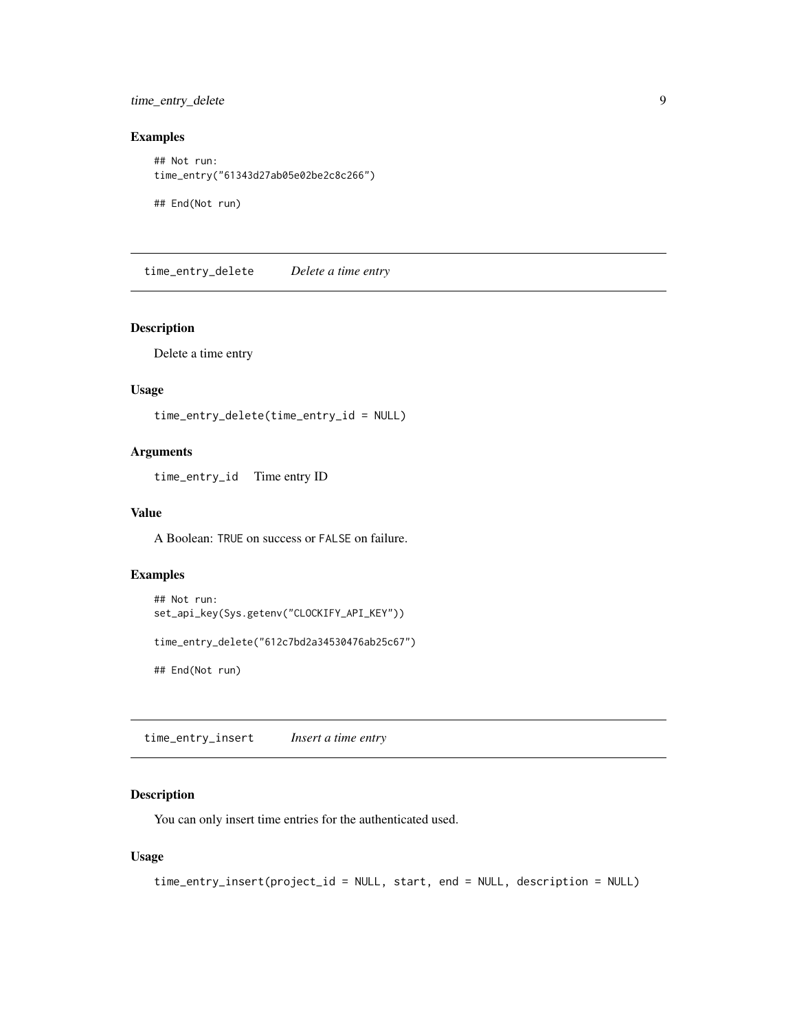## Examples

```
## Not run:
time_entry("61343d27ab05e02be2c8c266")

## End(Not run)
```

---

## time_entry_delete — *Delete a time entry*

### Description

Delete a time entry

### Usage

```
time_entry_delete(time_entry_id = NULL)
```

### Arguments

`time_entry_id` Time entry ID

### Value

A Boolean: `TRUE` on success or `FALSE` on failure.

### Examples

```
## Not run:
set_api_key(Sys.getenv("CLOCKIFY_API_KEY"))

time_entry_delete("612c7bd2a34530476ab25c67")

## End(Not run)
```

---

## time_entry_insert — *Insert a time entry*

### Description

You can only insert time entries for the authenticated used.

### Usage

```
time_entry_insert(project_id = NULL, start, end = NULL, description = NULL)
```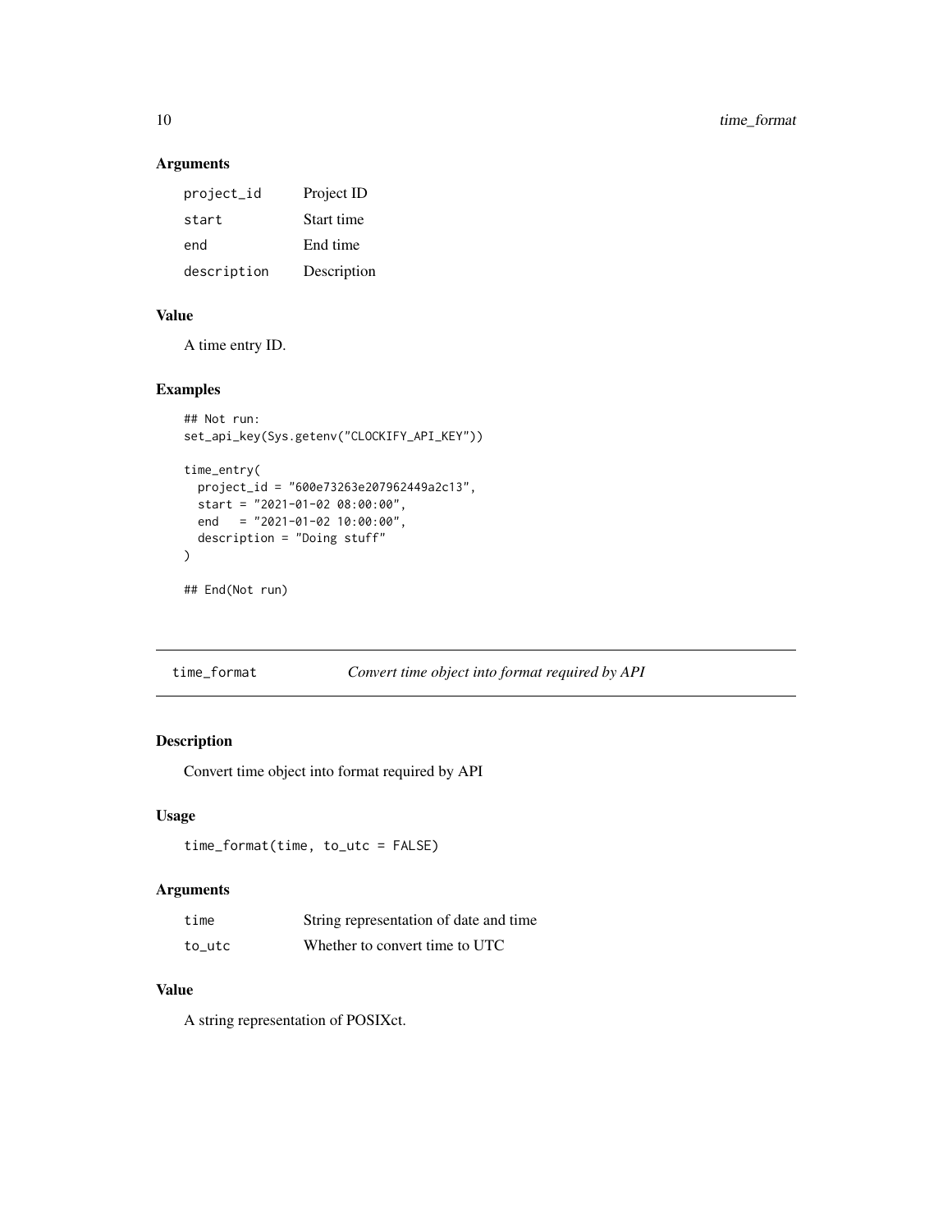### Arguments

| | |
|---|---|
| `project_id` | Project ID |
| `start` | Start time |
| `end` | End time |
| `description` | Description |

### Value

A time entry ID.

### Examples

```
## Not run:
set_api_key(Sys.getenv("CLOCKIFY_API_KEY"))

time_entry(
  project_id = "600e73263e207962449a2c13",
  start = "2021-01-02 08:00:00",
  end   = "2021-01-02 10:00:00",
  description = "Doing stuff"
)

## End(Not run)
```

---

## `time_format` — *Convert time object into format required by API*

### Description

Convert time object into format required by API

### Usage

```
time_format(time, to_utc = FALSE)
```

### Arguments

| | |
|---|---|
| `time` | String representation of date and time |
| `to_utc` | Whether to convert time to UTC |

### Value

A string representation of POSIXct.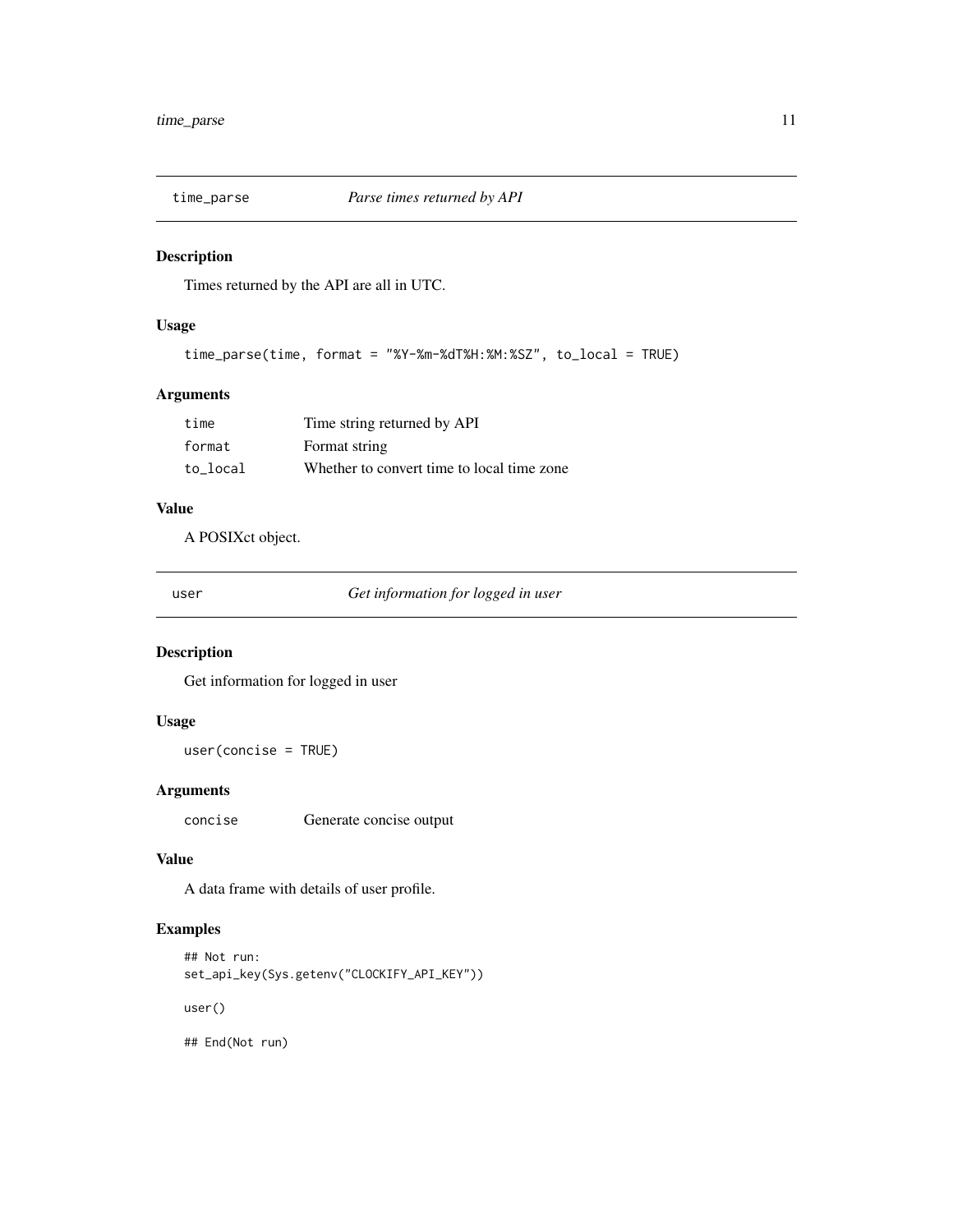## time_parse — *Parse times returned by API*

### Description

Times returned by the API are all in UTC.

### Usage

```
time_parse(time, format = "%Y-%m-%dT%H:%M:%SZ", to_local = TRUE)
```

### Arguments

| | |
|---|---|
| `time` | Time string returned by API |
| `format` | Format string |
| `to_local` | Whether to convert time to local time zone |

### Value

A POSIXct object.

## user — *Get information for logged in user*

### Description

Get information for logged in user

### Usage

```
user(concise = TRUE)
```

### Arguments

| | |
|---|---|
| `concise` | Generate concise output |

### Value

A data frame with details of user profile.

### Examples

```
## Not run:
set_api_key(Sys.getenv("CLOCKIFY_API_KEY"))

user()

## End(Not run)
```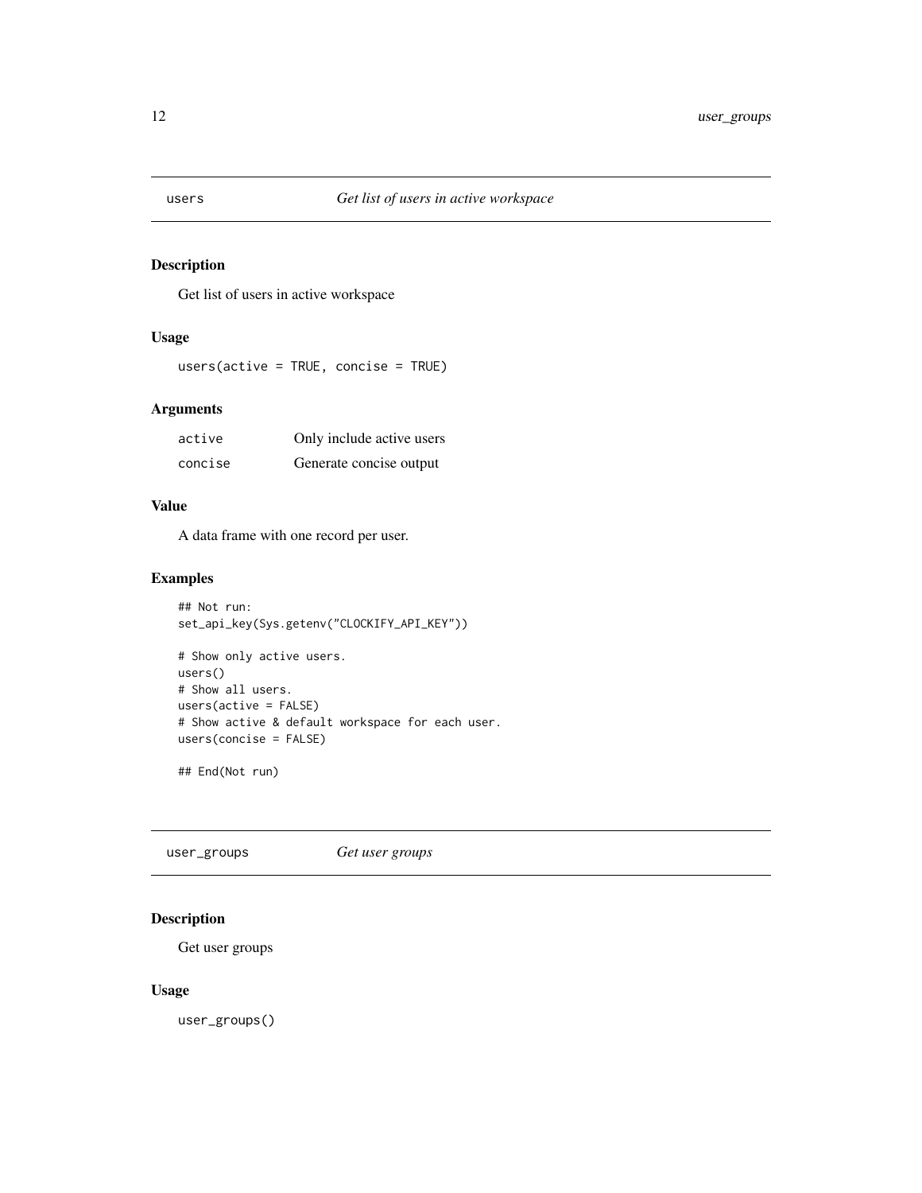## users — *Get list of users in active workspace*

### Description

Get list of users in active workspace

### Usage

```
users(active = TRUE, concise = TRUE)
```

### Arguments

| | |
|---|---|
| active | Only include active users |
| concise | Generate concise output |

### Value

A data frame with one record per user.

### Examples

```
## Not run:
set_api_key(Sys.getenv("CLOCKIFY_API_KEY"))

# Show only active users.
users()
# Show all users.
users(active = FALSE)
# Show active & default workspace for each user.
users(concise = FALSE)

## End(Not run)
```

## user_groups — *Get user groups*

### Description

Get user groups

### Usage

```
user_groups()
```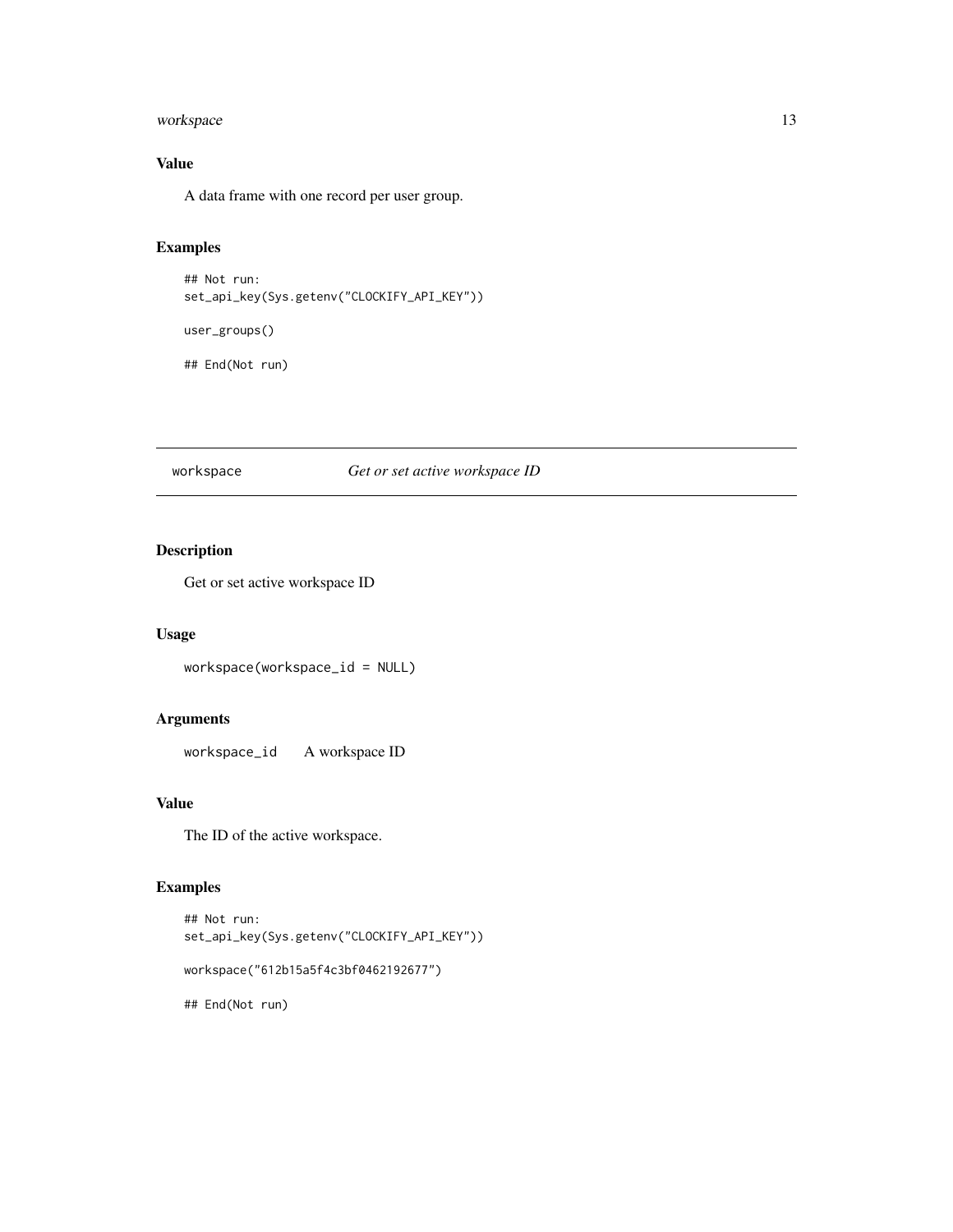### Value

A data frame with one record per user group.

### Examples

```
## Not run:
set_api_key(Sys.getenv("CLOCKIFY_API_KEY"))

user_groups()

## End(Not run)
```

---

## workspace    *Get or set active workspace ID*

---

### Description

Get or set active workspace ID

### Usage

```
workspace(workspace_id = NULL)
```

### Arguments

`workspace_id`    A workspace ID

### Value

The ID of the active workspace.

### Examples

```
## Not run:
set_api_key(Sys.getenv("CLOCKIFY_API_KEY"))

workspace("612b15a5f4c3bf0462192677")

## End(Not run)
```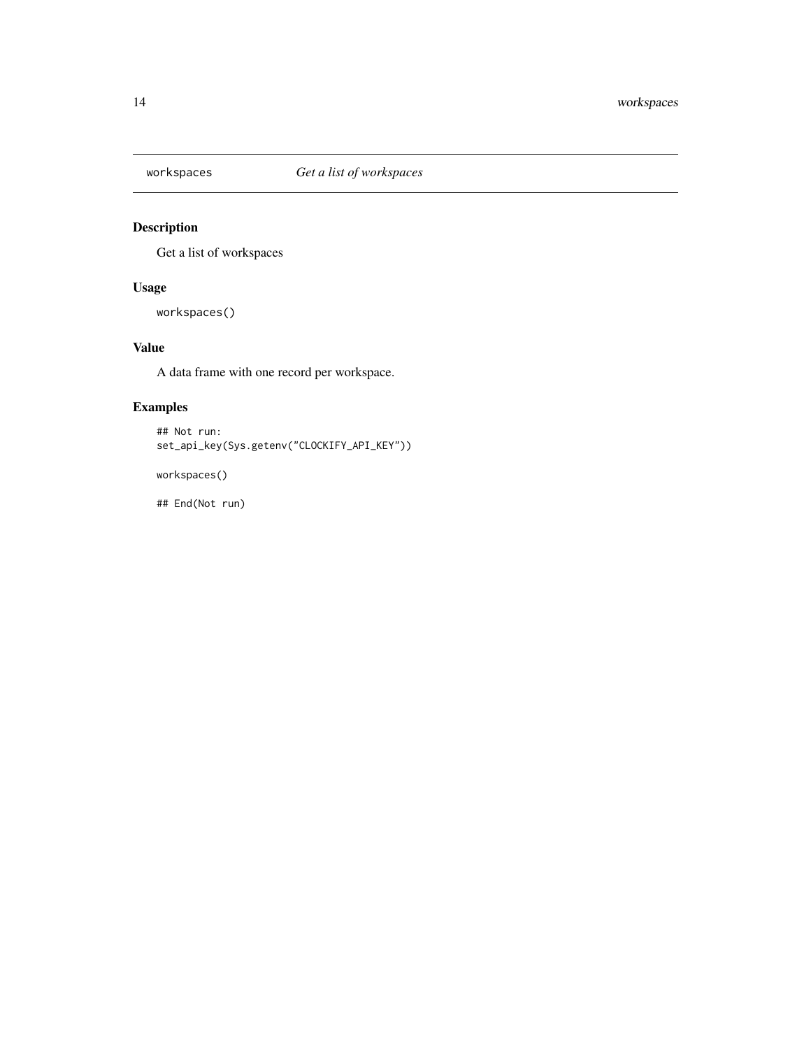# workspaces    *Get a list of workspaces*

## Description

Get a list of workspaces

## Usage

```
workspaces()
```

## Value

A data frame with one record per workspace.

## Examples

```
## Not run:
set_api_key(Sys.getenv("CLOCKIFY_API_KEY"))

workspaces()

## End(Not run)
```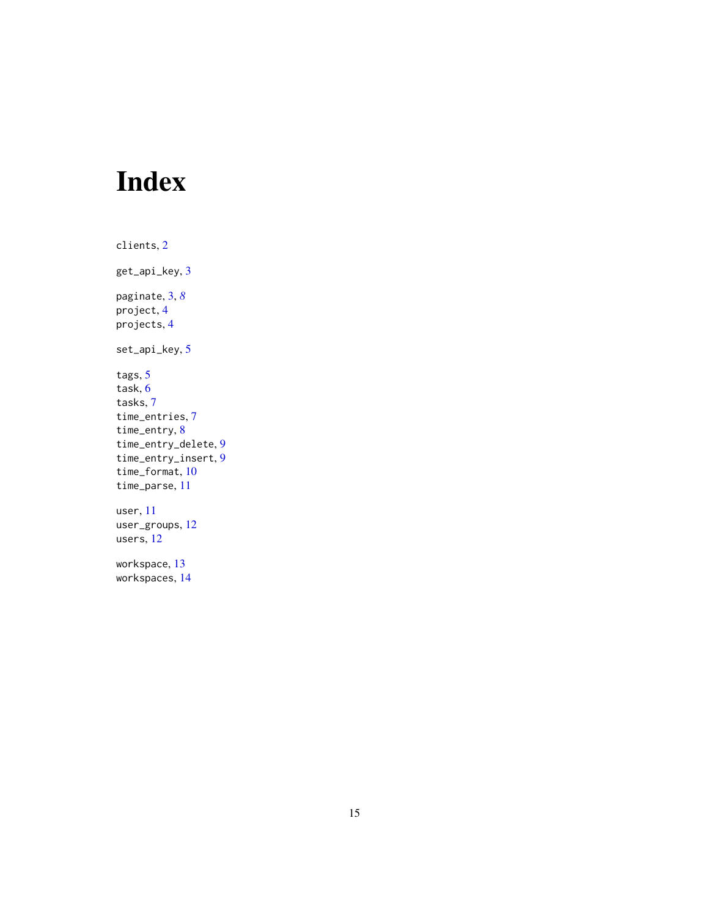# Index

clients, 2

get_api_key, 3

paginate, 3, *8*
project, 4
projects, 4

set_api_key, 5

tags, 5
task, 6
tasks, 7
time_entries, 7
time_entry, 8
time_entry_delete, 9
time_entry_insert, 9
time_format, 10
time_parse, 11

user, 11
user_groups, 12
users, 12

workspace, 13
workspaces, 14